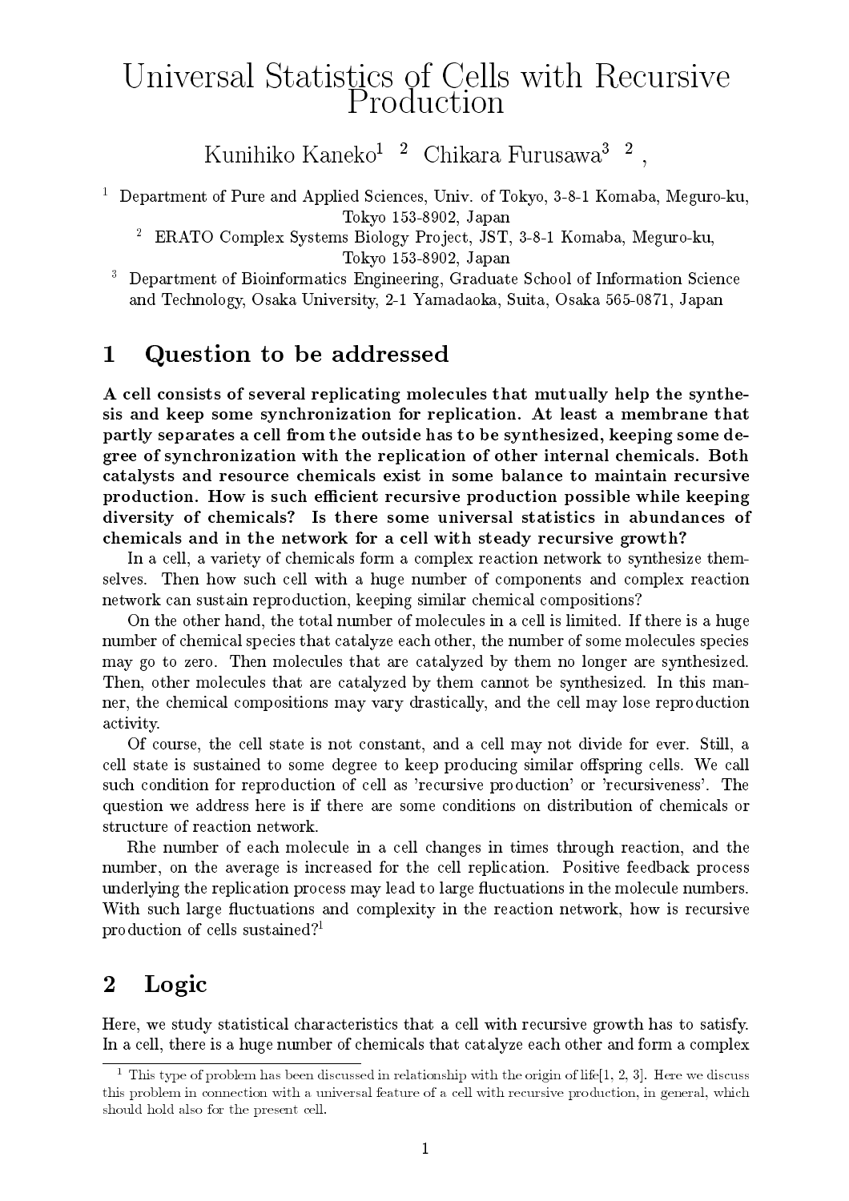# Universal Statistics of Cells with Recursive Production

Kunihiko Kaneko[1 2] Chikara Furusawa[3 2] ,

[1] Department of Pure and Applied Sciences, Univ. of Tokyo, 3-8-1 Komaba, Meguro-ku, Tokyo 153-8902, Japan

[2] ERATO Complex Systems Biology Project, JST, 3-8-1 Komaba, Meguro-ku, Tokyo 153-8902, Japan

[3] Department of Bioinformatics Engineering, Graduate School of Information Science and Technology, Osaka University, 2-1 Yamadaoka, Suita, Osaka 565-0871, Japan

## 1 Question to be addressed

**A cell consists of several replicating molecules that mutually help the synthesis and keep some synchronization for replication. At least a membrane that partly separates a cell from the outside has to be synthesized, keeping some degree of synchronization with the replication of other internal chemicals. Both catalysts and resource chemicals exist in some balance to maintain recursive production. How is such efficient recursive production possible while keeping diversity of chemicals? Is there some universal statistics in abundances of chemicals and in the network for a cell with steady recursive growth?**

In a cell, a variety of chemicals form a complex reaction network to synthesize themselves. Then how such cell with a huge number of components and complex reaction network can sustain reproduction, keeping similar chemical compositions?

On the other hand, the total number of molecules in a cell is limited. If there is a huge number of chemical species that catalyze each other, the number of some molecules species may go to zero. Then molecules that are catalyzed by them no longer are synthesized. Then, other molecules that are catalyzed by them cannot be synthesized. In this manner, the chemical compositions may vary drastically, and the cell may lose reproduction activity.

Of course, the cell state is not constant, and a cell may not divide for ever. Still, a cell state is sustained to some degree to keep producing similar offspring cells. We call such condition for reproduction of cell as 'recursive production' or 'recursiveness'. The question we address here is if there are some conditions on distribution of chemicals or structure of reaction network.

Rhe number of each molecule in a cell changes in times through reaction, and the number, on the average is increased for the cell replication. Positive feedback process underlying the replication process may lead to large fluctuations in the molecule numbers. With such large fluctuations and complexity in the reaction network, how is recursive production of cells sustained?[1]

## 2 Logic

Here, we study statistical characteristics that a cell with recursive growth has to satisfy. In a cell, there is a huge number of chemicals that catalyze each other and form a complex

[1] This type of problem has been discussed in relationship with the origin of life[1, 2, 3]. Here we discuss this problem in connection with a universal feature of a cell with recursive production, in general, which should hold also for the present cell.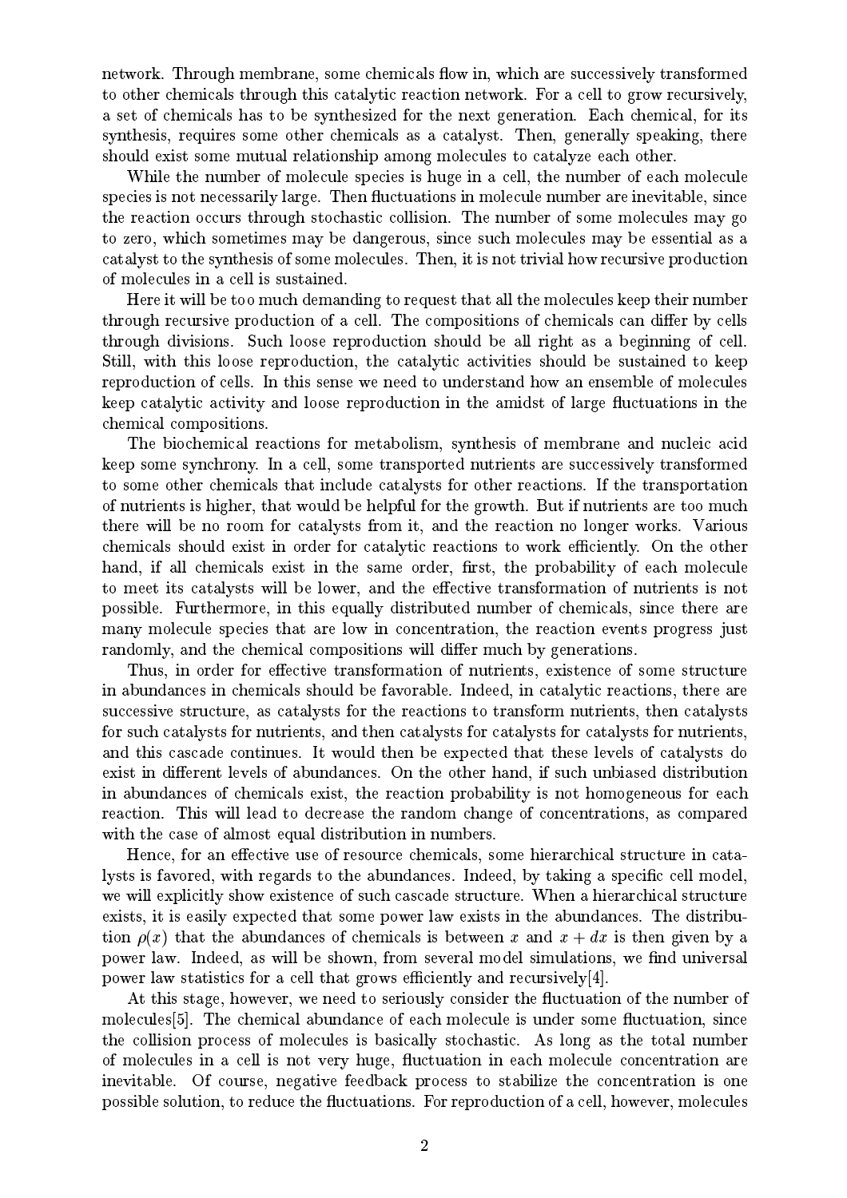network. Through membrane, some chemicals flow in, which are successively transformed to other chemicals through this catalytic reaction network. For a cell to grow recursively, a set of chemicals has to be synthesized for the next generation. Each chemical, for its synthesis, requires some other chemicals as a catalyst. Then, generally speaking, there should exist some mutual relationship among molecules to catalyze each other.

While the number of molecule species is huge in a cell, the number of each molecule species is not necessarily large. Then fluctuations in molecule number are inevitable, since the reaction occurs through stochastic collision. The number of some molecules may go to zero, which sometimes may be dangerous, since such molecules may be essential as a catalyst to the synthesis of some molecules. Then, it is not trivial how recursive production of molecules in a cell is sustained.

Here it will be too much demanding to request that all the molecules keep their number through recursive production of a cell. The compositions of chemicals can differ by cells through divisions. Such loose reproduction should be all right as a beginning of cell. Still, with this loose reproduction, the catalytic activities should be sustained to keep reproduction of cells. In this sense we need to understand how an ensemble of molecules keep catalytic activity and loose reproduction in the amidst of large fluctuations in the chemical compositions.

The biochemical reactions for metabolism, synthesis of membrane and nucleic acid keep some synchrony. In a cell, some transported nutrients are successively transformed to some other chemicals that include catalysts for other reactions. If the transportation of nutrients is higher, that would be helpful for the growth. But if nutrients are too much there will be no room for catalysts from it, and the reaction no longer works. Various chemicals should exist in order for catalytic reactions to work efficiently. On the other hand, if all chemicals exist in the same order, first, the probability of each molecule to meet its catalysts will be lower, and the effective transformation of nutrients is not possible. Furthermore, in this equally distributed number of chemicals, since there are many molecule species that are low in concentration, the reaction events progress just randomly, and the chemical compositions will differ much by generations.

Thus, in order for effective transformation of nutrients, existence of some structure in abundances in chemicals should be favorable. Indeed, in catalytic reactions, there are successive structure, as catalysts for the reactions to transform nutrients, then catalysts for such catalysts for nutrients, and then catalysts for catalysts for catalysts for nutrients, and this cascade continues. It would then be expected that these levels of catalysts do exist in different levels of abundances. On the other hand, if such unbiased distribution in abundances of chemicals exist, the reaction probability is not homogeneous for each reaction. This will lead to decrease the random change of concentrations, as compared with the case of almost equal distribution in numbers.

Hence, for an effective use of resource chemicals, some hierarchical structure in catalysts is favored, with regards to the abundances. Indeed, by taking a specific cell model, we will explicitly show existence of such cascade structure. When a hierarchical structure exists, it is easily expected that some power law exists in the abundances. The distribution $\rho(x)$ that the abundances of chemicals is between $x$ and $x + dx$ is then given by a power law. Indeed, as will be shown, from several model simulations, we find universal power law statistics for a cell that grows efficiently and recursively[4].

At this stage, however, we need to seriously consider the fluctuation of the number of molecules[5]. The chemical abundance of each molecule is under some fluctuation, since the collision process of molecules is basically stochastic. As long as the total number of molecules in a cell is not very huge, fluctuation in each molecule concentration are inevitable. Of course, negative feedback process to stabilize the concentration is one possible solution, to reduce the fluctuations. For reproduction of a cell, however, molecules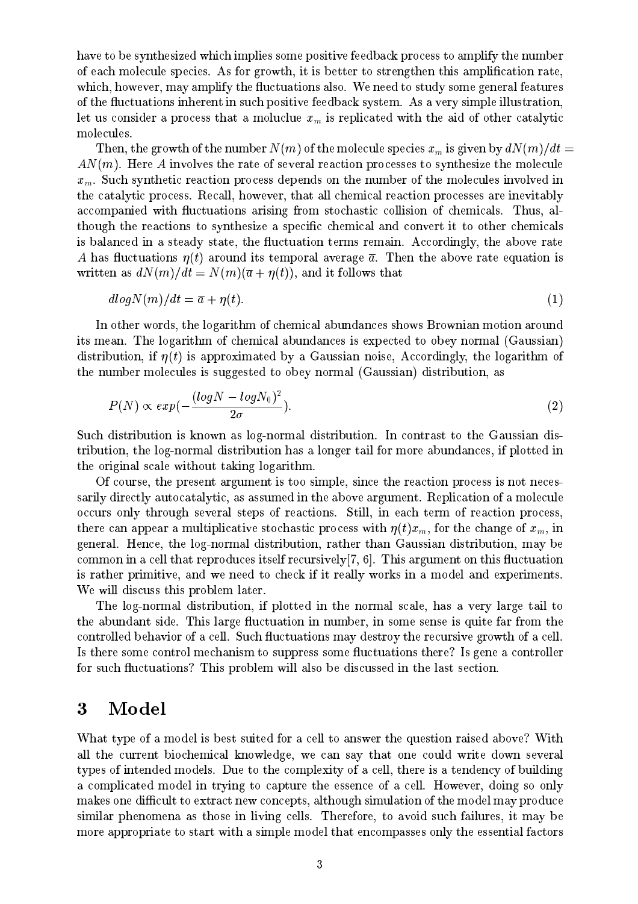have to be synthesized which implies some positive feedback process to amplify the number of each molecule species. As for growth, it is better to strengthen this amplification rate, which, however, may amplify the fluctuations also. We need to study some general features of the fluctuations inherent in such positive feedback system. As a very simple illustration, let us consider a process that a moluclue $x_m$ is replicated with the aid of other catalytic molecules.

Then, the growth of the number $N(m)$ of the molecule species $x_m$ is given by $dN(m)/dt = AN(m)$. Here $A$ involves the rate of several reaction processes to synthesize the molecule $x_m$. Such synthetic reaction process depends on the number of the molecules involved in the catalytic process. Recall, however, that all chemical reaction processes are inevitably accompanied with fluctuations arising from stochastic collision of chemicals. Thus, although the reactions to synthesize a specific chemical and convert it to other chemicals is balanced in a steady state, the fluctuation terms remain. Accordingly, the above rate $A$ has fluctuations $\eta(t)$ around its temporal average $\overline{a}$. Then the above rate equation is written as $dN(m)/dt = N(m)(\overline{a} + \eta(t))$, and it follows that

$$dlogN(m)/dt = \overline{a} + \eta(t). \tag{1}$$

In other words, the logarithm of chemical abundances shows Brownian motion around its mean. The logarithm of chemical abundances is expected to obey normal (Gaussian) distribution, if $\eta(t)$ is approximated by a Gaussian noise, Accordingly, the logarithm of the number molecules is suggested to obey normal (Gaussian) distribution, as

$$P(N) \propto exp(-\frac{(logN - logN_0)^2}{2\sigma}). \tag{2}$$

Such distribution is known as log-normal distribution. In contrast to the Gaussian distribution, the log-normal distribution has a longer tail for more abundances, if plotted in the original scale without taking logarithm.

Of course, the present argument is too simple, since the reaction process is not necessarily directly autocatalytic, as assumed in the above argument. Replication of a molecule occurs only through several steps of reactions. Still, in each term of reaction process, there can appear a multiplicative stochastic process with $\eta(t)x_m$, for the change of $x_m$, in general. Hence, the log-normal distribution, rather than Gaussian distribution, may be common in a cell that reproduces itself recursively[7, 6]. This argument on this fluctuation is rather primitive, and we need to check if it really works in a model and experiments. We will discuss this problem later.

The log-normal distribution, if plotted in the normal scale, has a very large tail to the abundant side. This large fluctuation in number, in some sense is quite far from the controlled behavior of a cell. Such fluctuations may destroy the recursive growth of a cell. Is there some control mechanism to suppress some fluctuations there? Is gene a controller for such fluctuations? This problem will also be discussed in the last section.

# 3 Model

What type of a model is best suited for a cell to answer the question raised above? With all the current biochemical knowledge, we can say that one could write down several types of intended models. Due to the complexity of a cell, there is a tendency of building a complicated model in trying to capture the essence of a cell. However, doing so only makes one difficult to extract new concepts, although simulation of the model may produce similar phenomena as those in living cells. Therefore, to avoid such failures, it may be more appropriate to start with a simple model that encompasses only the essential factors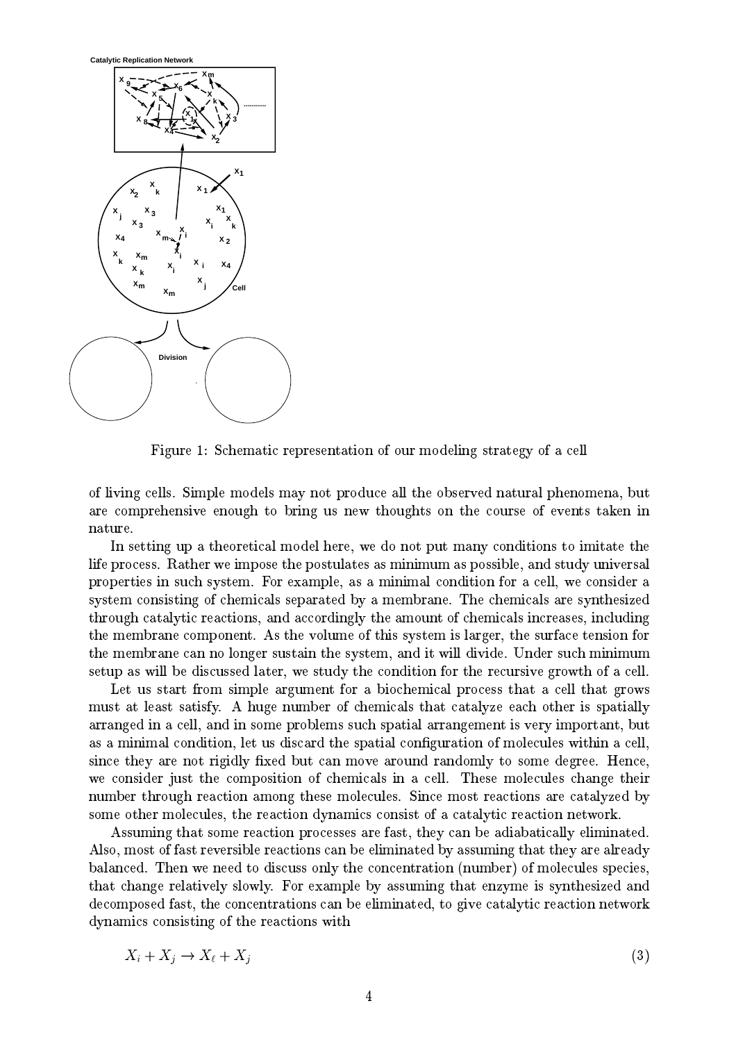Catalytic Replication Network

Cell

Division

Figure 1: Schematic representation of our modeling strategy of a cell

of living cells. Simple models may not produce all the observed natural phenomena, but are comprehensive enough to bring us new thoughts on the course of events taken in nature.

In setting up a theoretical model here, we do not put many conditions to imitate the life process. Rather we impose the postulates as minimum as possible, and study universal properties in such system. For example, as a minimal condition for a cell, we consider a system consisting of chemicals separated by a membrane. The chemicals are synthesized through catalytic reactions, and accordingly the amount of chemicals increases, including the membrane component. As the volume of this system is larger, the surface tension for the membrane can no longer sustain the system, and it will divide. Under such minimum setup as will be discussed later, we study the condition for the recursive growth of a cell.

Let us start from simple argument for a biochemical process that a cell that grows must at least satisfy. A huge number of chemicals that catalyze each other is spatially arranged in a cell, and in some problems such spatial arrangement is very important, but as a minimal condition, let us discard the spatial configuration of molecules within a cell, since they are not rigidly fixed but can move around randomly to some degree. Hence, we consider just the composition of chemicals in a cell. These molecules change their number through reaction among these molecules. Since most reactions are catalyzed by some other molecules, the reaction dynamics consist of a catalytic reaction network.

Assuming that some reaction processes are fast, they can be adiabatically eliminated. Also, most of fast reversible reactions can be eliminated by assuming that they are already balanced. Then we need to discuss only the concentration (number) of molecules species, that change relatively slowly. For example by assuming that enzyme is synthesized and decomposed fast, the concentrations can be eliminated, to give catalytic reaction network dynamics consisting of the reactions with

$$X_i + X_j \rightarrow X_\ell + X_j \tag{3}$$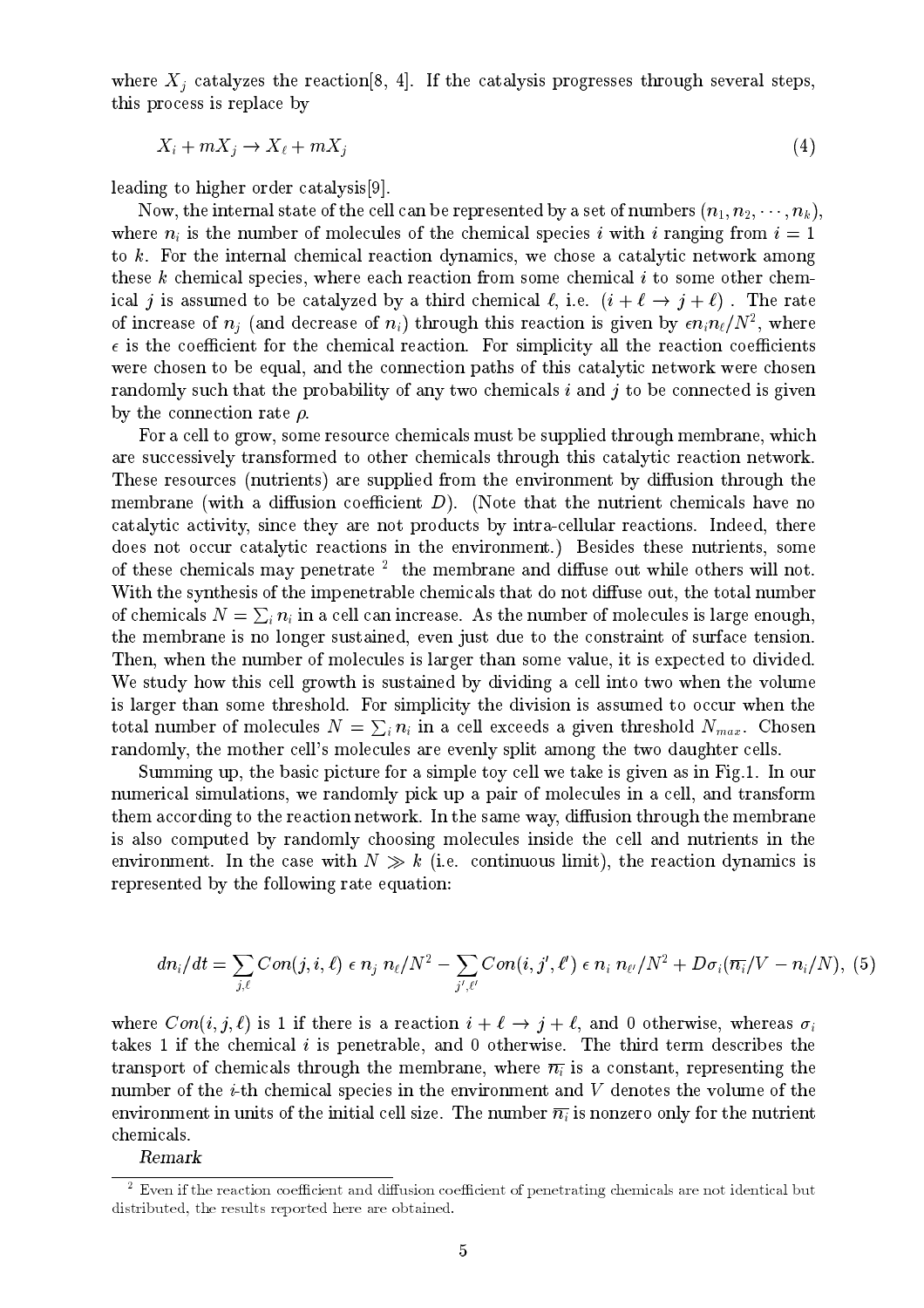where $X_j$ catalyzes the reaction[8, 4]. If the catalysis progresses through several steps, this process is replace by

$$X_i + mX_j \to X_\ell + mX_j \tag{4}$$

leading to higher order catalysis[9].

Now, the internal state of the cell can be represented by a set of numbers $(n_1, n_2, \cdots, n_k)$, where $n_i$ is the number of molecules of the chemical species $i$ with $i$ ranging from $i = 1$ to $k$. For the internal chemical reaction dynamics, we chose a catalytic network among these $k$ chemical species, where each reaction from some chemical $i$ to some other chemical $j$ is assumed to be catalyzed by a third chemical $\ell$, i.e. $(i + \ell \to j + \ell)$ . The rate of increase of $n_j$ (and decrease of $n_i$) through this reaction is given by $\epsilon n_i n_\ell / N^2$, where $\epsilon$ is the coefficient for the chemical reaction. For simplicity all the reaction coefficients were chosen to be equal, and the connection paths of this catalytic network were chosen randomly such that the probability of any two chemicals $i$ and $j$ to be connected is given by the connection rate $\rho$.

For a cell to grow, some resource chemicals must be supplied through membrane, which are successively transformed to other chemicals through this catalytic reaction network. These resources (nutrients) are supplied from the environment by diffusion through the membrane (with a diffusion coefficient $D$). (Note that the nutrient chemicals have no catalytic activity, since they are not products by intra-cellular reactions. Indeed, there does not occur catalytic reactions in the environment.) Besides these nutrients, some of these chemicals may penetrate [2] the membrane and diffuse out while others will not. With the synthesis of the impenetrable chemicals that do not diffuse out, the total number of chemicals $N = \sum_i n_i$ in a cell can increase. As the number of molecules is large enough, the membrane is no longer sustained, even just due to the constraint of surface tension. Then, when the number of molecules is larger than some value, it is expected to divided. We study how this cell growth is sustained by dividing a cell into two when the volume is larger than some threshold. For simplicity the division is assumed to occur when the total number of molecules $N = \sum_i n_i$ in a cell exceeds a given threshold $N_{max}$. Chosen randomly, the mother cell's molecules are evenly split among the two daughter cells.

Summing up, the basic picture for a simple toy cell we take is given as in Fig.1. In our numerical simulations, we randomly pick up a pair of molecules in a cell, and transform them according to the reaction network. In the same way, diffusion through the membrane is also computed by randomly choosing molecules inside the cell and nutrients in the environment. In the case with $N \gg k$ (i.e. continuous limit), the reaction dynamics is represented by the following rate equation:

$$dn_i/dt = \sum_{j,\ell} Con(j,i,\ell)\ \epsilon\ n_j\ n_\ell/N^2 - \sum_{j',\ell'} Con(i,j',\ell')\ \epsilon\ n_i\ n_{\ell'}/N^2 + D\sigma_i(\overline{n_i}/V - n_i/N), \tag{5}$$

where $Con(i,j,\ell)$ is 1 if there is a reaction $i + \ell \to j + \ell$, and 0 otherwise, whereas $\sigma_i$ takes 1 if the chemical $i$ is penetrable, and 0 otherwise. The third term describes the transport of chemicals through the membrane, where $\overline{n_i}$ is a constant, representing the number of the $i$-th chemical species in the environment and $V$ denotes the volume of the environment in units of the initial cell size. The number $\overline{n_i}$ is nonzero only for the nutrient chemicals.

*Remark*

[2] Even if the reaction coefficient and diffusion coefficient of penetrating chemicals are not identical but distributed, the results reported here are obtained.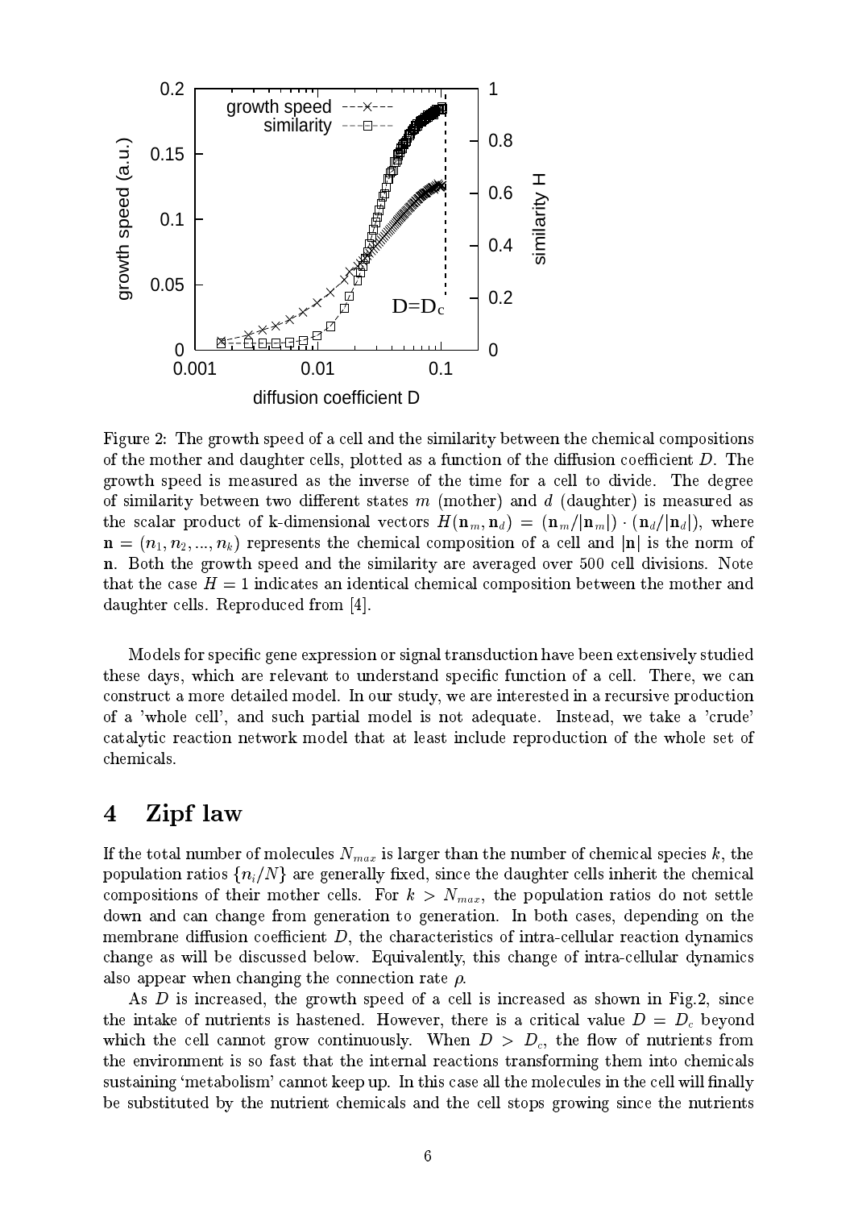Figure 2: The growth speed of a cell and the similarity between the chemical compositions of the mother and daughter cells, plotted as a function of the diffusion coefficient $D$. The growth speed is measured as the inverse of the time for a cell to divide. The degree of similarity between two different states $m$ (mother) and $d$ (daughter) is measured as the scalar product of k-dimensional vectors $H(\mathbf{n}_m, \mathbf{n}_d) = (\mathbf{n}_m/|\mathbf{n}_m|) \cdot (\mathbf{n}_d/|\mathbf{n}_d|)$, where $\mathbf{n} = (n_1, n_2, ..., n_k)$ represents the chemical composition of a cell and $|\mathbf{n}|$ is the norm of $\mathbf{n}$. Both the growth speed and the similarity are averaged over 500 cell divisions. Note that the case $H = 1$ indicates an identical chemical composition between the mother and daughter cells. Reproduced from [4].

Models for specific gene expression or signal transduction have been extensively studied these days, which are relevant to understand specific function of a cell. There, we can construct a more detailed model. In our study, we are interested in a recursive production of a 'whole cell', and such partial model is not adequate. Instead, we take a 'crude' catalytic reaction network model that at least include reproduction of the whole set of chemicals.

## 4 Zipf law

If the total number of molecules $N_{max}$ is larger than the number of chemical species $k$, the population ratios $\{n_i/N\}$ are generally fixed, since the daughter cells inherit the chemical compositions of their mother cells. For $k > N_{max}$, the population ratios do not settle down and can change from generation to generation. In both cases, depending on the membrane diffusion coefficient $D$, the characteristics of intra-cellular reaction dynamics change as will be discussed below. Equivalently, this change of intra-cellular dynamics also appear when changing the connection rate $\rho$.

As $D$ is increased, the growth speed of a cell is increased as shown in Fig.2, since the intake of nutrients is hastened. However, there is a critical value $D = D_c$ beyond which the cell cannot grow continuously. When $D > D_c$, the flow of nutrients from the environment is so fast that the internal reactions transforming them into chemicals sustaining 'metabolism' cannot keep up. In this case all the molecules in the cell will finally be substituted by the nutrient chemicals and the cell stops growing since the nutrients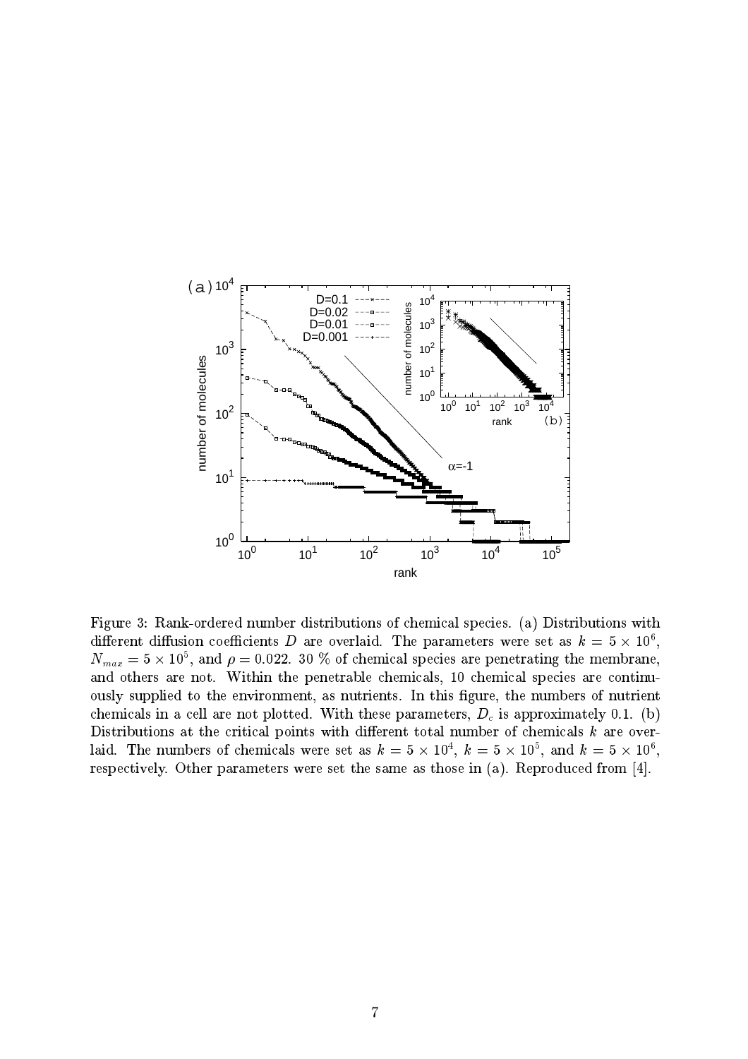Figure 3: Rank-ordered number distributions of chemical species. (a) Distributions with different diffusion coefficients $D$ are overlaid. The parameters were set as $k = 5 \times 10^6$, $N_{max} = 5 \times 10^5$, and $\rho = 0.022$. 30 % of chemical species are penetrating the membrane, and others are not. Within the penetrable chemicals, 10 chemical species are continuously supplied to the environment, as nutrients. In this figure, the numbers of nutrient chemicals in a cell are not plotted. With these parameters, $D_c$ is approximately 0.1. (b) Distributions at the critical points with different total number of chemicals $k$ are overlaid. The numbers of chemicals were set as $k = 5 \times 10^4$, $k = 5 \times 10^5$, and $k = 5 \times 10^6$, respectively. Other parameters were set the same as those in (a). Reproduced from [4].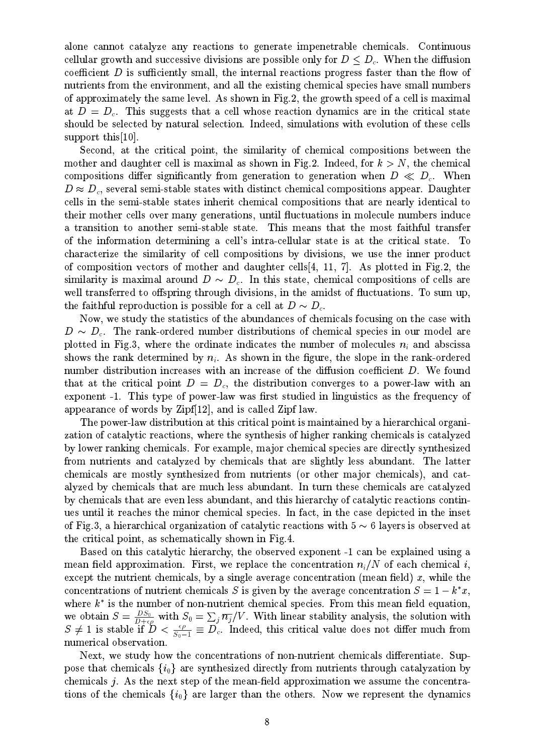alone cannot catalyze any reactions to generate impenetrable chemicals. Continuous cellular growth and successive divisions are possible only for $D \leq D_c$. When the diffusion coefficient $D$ is sufficiently small, the internal reactions progress faster than the flow of nutrients from the environment, and all the existing chemical species have small numbers of approximately the same level. As shown in Fig.2, the growth speed of a cell is maximal at $D = D_c$. This suggests that a cell whose reaction dynamics are in the critical state should be selected by natural selection. Indeed, simulations with evolution of these cells support this[10].

Second, at the critical point, the similarity of chemical compositions between the mother and daughter cell is maximal as shown in Fig.2. Indeed, for $k > N$, the chemical compositions differ significantly from generation to generation when $D \ll D_c$. When $D \approx D_c$, several semi-stable states with distinct chemical compositions appear. Daughter cells in the semi-stable states inherit chemical compositions that are nearly identical to their mother cells over many generations, until fluctuations in molecule numbers induce a transition to another semi-stable state. This means that the most faithful transfer of the information determining a cell's intra-cellular state is at the critical state. To characterize the similarity of cell compositions by divisions, we use the inner product of composition vectors of mother and daughter cells[4, 11, 7]. As plotted in Fig.2, the similarity is maximal around $D \sim D_c$. In this state, chemical compositions of cells are well transferred to offspring through divisions, in the amidst of fluctuations. To sum up, the faithful reproduction is possible for a cell at $D \sim D_c$.

Now, we study the statistics of the abundances of chemicals focusing on the case with $D \sim D_c$. The rank-ordered number distributions of chemical species in our model are plotted in Fig.3, where the ordinate indicates the number of molecules $n_i$ and abscissa shows the rank determined by $n_i$. As shown in the figure, the slope in the rank-ordered number distribution increases with an increase of the diffusion coefficient $D$. We found that at the critical point $D = D_c$, the distribution converges to a power-law with an exponent -1. This type of power-law was first studied in linguistics as the frequency of appearance of words by Zipf[12], and is called Zipf law.

The power-law distribution at this critical point is maintained by a hierarchical organization of catalytic reactions, where the synthesis of higher ranking chemicals is catalyzed by lower ranking chemicals. For example, major chemical species are directly synthesized from nutrients and catalyzed by chemicals that are slightly less abundant. The latter chemicals are mostly synthesized from nutrients (or other major chemicals), and catalyzed by chemicals that are much less abundant. In turn these chemicals are catalyzed by chemicals that are even less abundant, and this hierarchy of catalytic reactions continues until it reaches the minor chemical species. In fact, in the case depicted in the inset of Fig.3, a hierarchical organization of catalytic reactions with $5 \sim 6$ layers is observed at the critical point, as schematically shown in Fig.4.

Based on this catalytic hierarchy, the observed exponent -1 can be explained using a mean field approximation. First, we replace the concentration $n_i/N$ of each chemical $i$, except the nutrient chemicals, by a single average concentration (mean field) $x$, while the concentrations of nutrient chemicals $S$ is given by the average concentration $S = 1 - k^* x$, where $k^*$ is the number of non-nutrient chemical species. From this mean field equation, we obtain $S = \frac{DS_0}{D+\epsilon\rho}$ with $S_0 = \sum_j \overline{n_j}/V$. With linear stability analysis, the solution with $S \neq 1$ is stable if $D < \frac{\epsilon\rho}{S_0 - 1} \equiv D_c$. Indeed, this critical value does not differ much from numerical observation.

Next, we study how the concentrations of non-nutrient chemicals differentiate. Suppose that chemicals $\{i_0\}$ are synthesized directly from nutrients through catalyzation by chemicals $j$. As the next step of the mean-field approximation we assume the concentrations of the chemicals $\{i_0\}$ are larger than the others. Now we represent the dynamics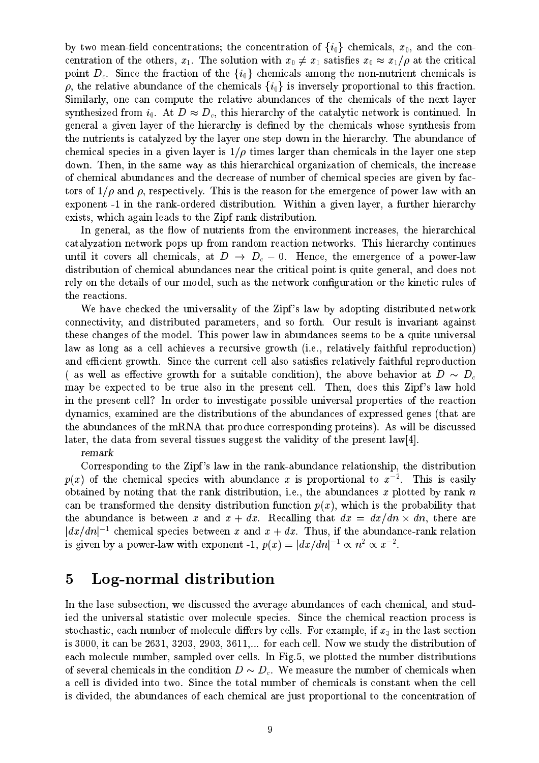by two mean-field concentrations; the concentration of $\{i_0\}$ chemicals, $x_0$, and the concentration of the others, $x_1$. The solution with $x_0 \neq x_1$ satisfies $x_0 \approx x_1/\rho$ at the critical point $D_c$. Since the fraction of the $\{i_0\}$ chemicals among the non-nutrient chemicals is $\rho$, the relative abundance of the chemicals $\{i_0\}$ is inversely proportional to this fraction. Similarly, one can compute the relative abundances of the chemicals of the next layer synthesized from $i_0$. At $D \approx D_c$, this hierarchy of the catalytic network is continued. In general a given layer of the hierarchy is defined by the chemicals whose synthesis from the nutrients is catalyzed by the layer one step down in the hierarchy. The abundance of chemical species in a given layer is $1/\rho$ times larger than chemicals in the layer one step down. Then, in the same way as this hierarchical organization of chemicals, the increase of chemical abundances and the decrease of number of chemical species are given by factors of $1/\rho$ and $\rho$, respectively. This is the reason for the emergence of power-law with an exponent -1 in the rank-ordered distribution. Within a given layer, a further hierarchy exists, which again leads to the Zipf rank distribution.

In general, as the flow of nutrients from the environment increases, the hierarchical catalyzation network pops up from random reaction networks. This hierarchy continues until it covers all chemicals, at $D \to D_c - 0$. Hence, the emergence of a power-law distribution of chemical abundances near the critical point is quite general, and does not rely on the details of our model, such as the network configuration or the kinetic rules of the reactions.

We have checked the universality of the Zipf's law by adopting distributed network connectivity, and distributed parameters, and so forth. Our result is invariant against these changes of the model. This power law in abundances seems to be a quite universal law as long as a cell achieves a recursive growth (i.e., relatively faithful reproduction) and efficient growth. Since the current cell also satisfies relatively faithful reproduction ( as well as effective growth for a suitable condition), the above behavior at $D \sim D_c$ may be expected to be true also in the present cell. Then, does this Zipf's law hold in the present cell? In order to investigate possible universal properties of the reaction dynamics, examined are the distributions of the abundances of expressed genes (that are the abundances of the mRNA that produce corresponding proteins). As will be discussed later, the data from several tissues suggest the validity of the present law[4].

*remark*

Corresponding to the Zipf's law in the rank-abundance relationship, the distribution $p(x)$ of the chemical species with abundance $x$ is proportional to $x^{-2}$. This is easily obtained by noting that the rank distribution, i.e., the abundances $x$ plotted by rank $n$ can be transformed the density distribution function $p(x)$, which is the probability that the abundance is between $x$ and $x + dx$. Recalling that $dx = dx/dn \times dn$, there are $|dx/dn|^{-1}$ chemical species between $x$ and $x + dx$. Thus, if the abundance-rank relation is given by a power-law with exponent -1, $p(x) = |dx/dn|^{-1} \propto n^2 \propto x^{-2}$.

# 5 Log-normal distribution

In the lase subsection, we discussed the average abundances of each chemical, and studied the universal statistic over molecule species. Since the chemical reaction process is stochastic, each number of molecule differs by cells. For example, if $x_3$ in the last section is 3000, it can be 2631, 3203, 2903, 3611,... for each cell. Now we study the distribution of each molecule number, sampled over cells. In Fig.5, we plotted the number distributions of several chemicals in the condition $D \sim D_c$. We measure the number of chemicals when a cell is divided into two. Since the total number of chemicals is constant when the cell is divided, the abundances of each chemical are just proportional to the concentration of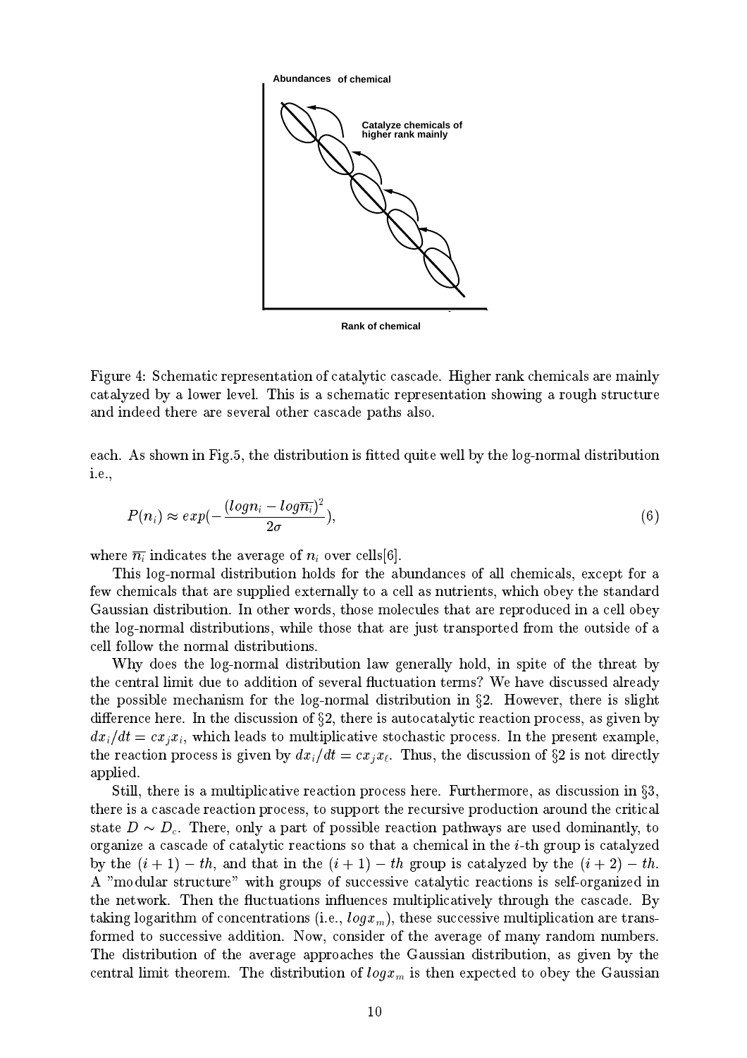Figure 4: Schematic representation of catalytic cascade. Higher rank chemicals are mainly catalyzed by a lower level. This is a schematic representation showing a rough structure and indeed there are several other cascade paths also.

each. As shown in Fig.5, the distribution is fitted quite well by the log-normal distribution i.e.,

$$P(n_i) \approx exp(-\frac{(log n_i - log\overline{n_i})^2}{2\sigma}), \tag{6}$$

where $\overline{n_i}$ indicates the average of $n_i$ over cells[6].

This log-normal distribution holds for the abundances of all chemicals, except for a few chemicals that are supplied externally to a cell as nutrients, which obey the standard Gaussian distribution. In other words, those molecules that are reproduced in a cell obey the log-normal distributions, while those that are just transported from the outside of a cell follow the normal distributions.

Why does the log-normal distribution law generally hold, in spite of the threat by the central limit due to addition of several fluctuation terms? We have discussed already the possible mechanism for the log-normal distribution in §2. However, there is slight difference here. In the discussion of §2, there is autocatalytic reaction process, as given by $dx_i/dt = cx_jx_i$, which leads to multiplicative stochastic process. In the present example, the reaction process is given by $dx_i/dt = cx_jx_\ell$. Thus, the discussion of §2 is not directly applied.

Still, there is a multiplicative reaction process here. Furthermore, as discussion in §3, there is a cascade reaction process, to support the recursive production around the critical state $D \sim D_c$. There, only a part of possible reaction pathways are used dominantly, to organize a cascade of catalytic reactions so that a chemical in the $i$-th group is catalyzed by the $(i+1)-th$, and that in the $(i+1)-th$ group is catalyzed by the $(i+2)-th$. A "modular structure" with groups of successive catalytic reactions is self-organized in the network. Then the fluctuations influences multiplicatively through the cascade. By taking logarithm of concentrations (i.e., $log x_m$), these successive multiplication are transformed to successive addition. Now, consider of the average of many random numbers. The distribution of the average approaches the Gaussian distribution, as given by the central limit theorem. The distribution of $log x_m$ is then expected to obey the Gaussian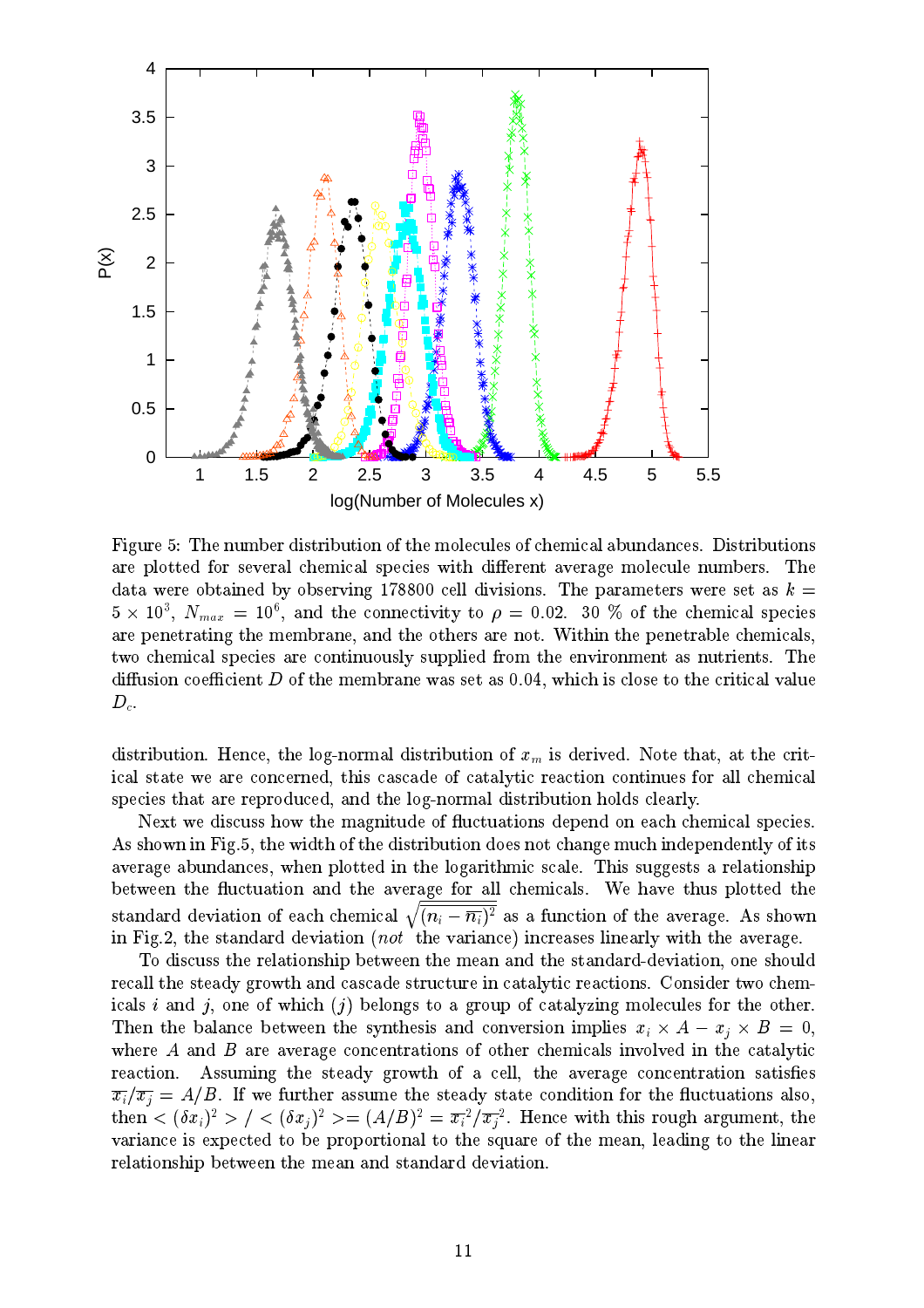Figure 5: The number distribution of the molecules of chemical abundances. Distributions are plotted for several chemical species with different average molecule numbers. The data were obtained by observing 178800 cell divisions. The parameters were set as $k = 5 \times 10^3$, $N_{max} = 10^6$, and the connectivity to $\rho = 0.02$. 30 % of the chemical species are penetrating the membrane, and the others are not. Within the penetrable chemicals, two chemical species are continuously supplied from the environment as nutrients. The diffusion coefficient $D$ of the membrane was set as 0.04, which is close to the critical value $D_c$.

distribution. Hence, the log-normal distribution of $x_m$ is derived. Note that, at the critical state we are concerned, this cascade of catalytic reaction continues for all chemical species that are reproduced, and the log-normal distribution holds clearly.

Next we discuss how the magnitude of fluctuations depend on each chemical species. As shown in Fig.5, the width of the distribution does not change much independently of its average abundances, when plotted in the logarithmic scale. This suggests a relationship between the fluctuation and the average for all chemicals. We have thus plotted the standard deviation of each chemical $\sqrt{\overline{(n_i - \overline{n_i})^2}}$ as a function of the average. As shown in Fig.2, the standard deviation (*not* the variance) increases linearly with the average.

To discuss the relationship between the mean and the standard-deviation, one should recall the steady growth and cascade structure in catalytic reactions. Consider two chemicals $i$ and $j$, one of which ($j$) belongs to a group of catalyzing molecules for the other. Then the balance between the synthesis and conversion implies $x_i \times A - x_j \times B = 0$, where $A$ and $B$ are average concentrations of other chemicals involved in the catalytic reaction. Assuming the steady growth of a cell, the average concentration satisfies $\overline{x_i}/\overline{x_j} = A/B$. If we further assume the steady state condition for the fluctuations also, then $< (\delta x_i)^2 > / < (\delta x_j)^2 >= (A/B)^2 = \overline{x_i}^2/\overline{x_j}^2$. Hence with this rough argument, the variance is expected to be proportional to the square of the mean, leading to the linear relationship between the mean and standard deviation.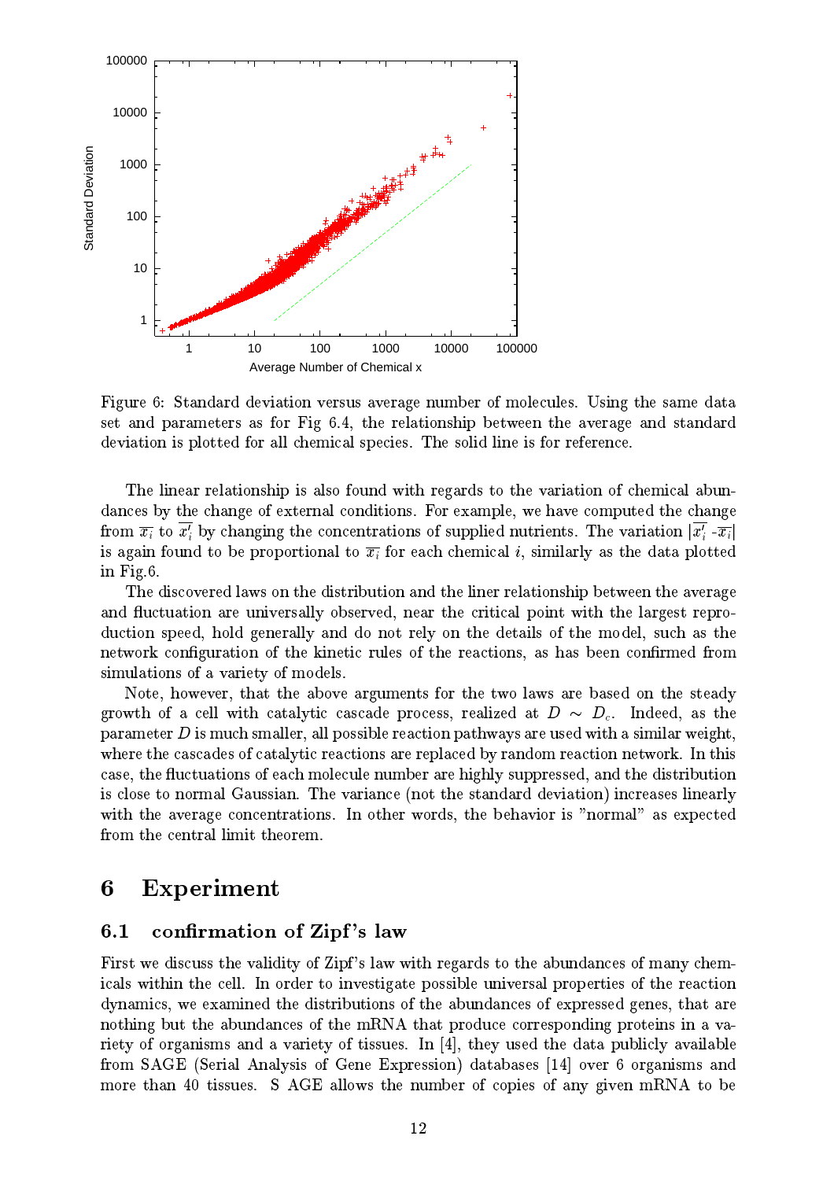Figure 6: Standard deviation versus average number of molecules. Using the same data set and parameters as for Fig 6.4, the relationship between the average and standard deviation is plotted for all chemical species. The solid line is for reference.

The linear relationship is also found with regards to the variation of chemical abundances by the change of external conditions. For example, we have computed the change from $\overline{x_i}$ to $\overline{x_i'}$ by changing the concentrations of supplied nutrients. The variation $|\overline{x_i'} - \overline{x_i}|$ is again found to be proportional to $\overline{x_i}$ for each chemical $i$, similarly as the data plotted in Fig.6.

The discovered laws on the distribution and the liner relationship between the average and fluctuation are universally observed, near the critical point with the largest reproduction speed, hold generally and do not rely on the details of the model, such as the network configuration of the kinetic rules of the reactions, as has been confirmed from simulations of a variety of models.

Note, however, that the above arguments for the two laws are based on the steady growth of a cell with catalytic cascade process, realized at $D \sim D_c$. Indeed, as the parameter $D$ is much smaller, all possible reaction pathways are used with a similar weight, where the cascades of catalytic reactions are replaced by random reaction network. In this case, the fluctuations of each molecule number are highly suppressed, and the distribution is close to normal Gaussian. The variance (not the standard deviation) increases linearly with the average concentrations. In other words, the behavior is "normal" as expected from the central limit theorem.

# 6 Experiment

## 6.1 confirmation of Zipf's law

First we discuss the validity of Zipf's law with regards to the abundances of many chemicals within the cell. In order to investigate possible universal properties of the reaction dynamics, we examined the distributions of the abundances of expressed genes, that are nothing but the abundances of the mRNA that produce corresponding proteins in a variety of organisms and a variety of tissues. In [4], they used the data publicly available from SAGE (Serial Analysis of Gene Expression) databases [14] over 6 organisms and more than 40 tissues. S AGE allows the number of copies of any given mRNA to be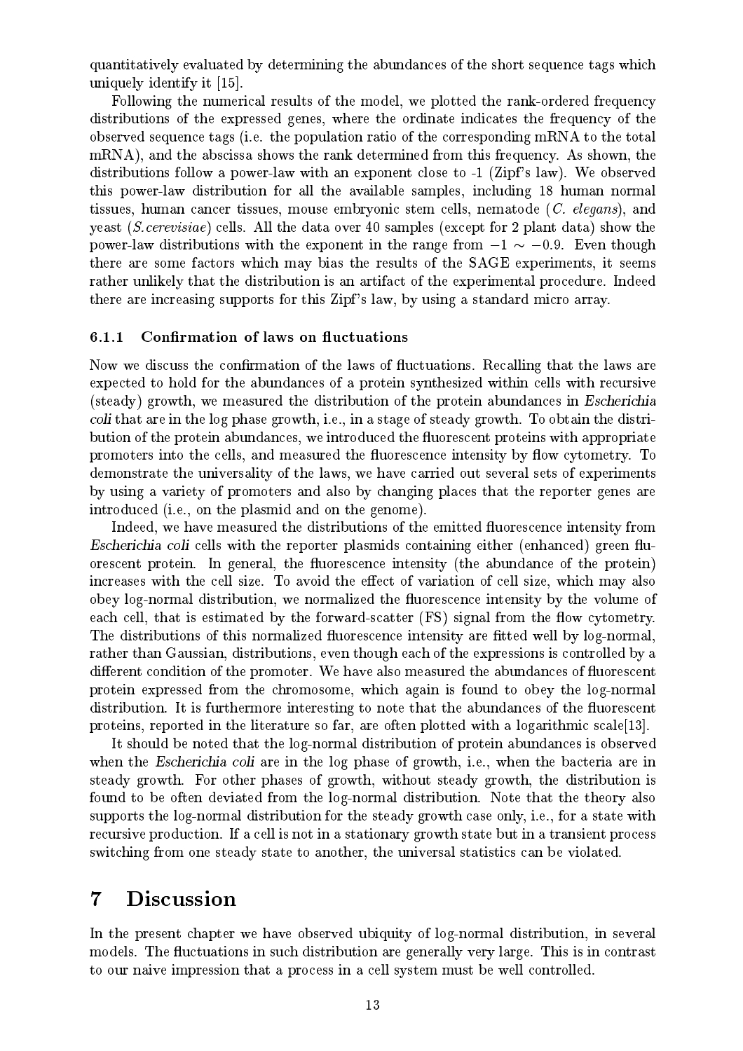quantitatively evaluated by determining the abundances of the short sequence tags which uniquely identify it [15].

Following the numerical results of the model, we plotted the rank-ordered frequency distributions of the expressed genes, where the ordinate indicates the frequency of the observed sequence tags (i.e. the population ratio of the corresponding mRNA to the total mRNA), and the abscissa shows the rank determined from this frequency. As shown, the distributions follow a power-law with an exponent close to -1 (Zipf's law). We observed this power-law distribution for all the available samples, including 18 human normal tissues, human cancer tissues, mouse embryonic stem cells, nematode (*C. elegans*), and yeast (*S.cerevisiae*) cells. All the data over 40 samples (except for 2 plant data) show the power-law distributions with the exponent in the range from $-1 \sim -0.9$. Even though there are some factors which may bias the results of the SAGE experiments, it seems rather unlikely that the distribution is an artifact of the experimental procedure. Indeed there are increasing supports for this Zipf's law, by using a standard micro array.

### 6.1.1 Confirmation of laws on fluctuations

Now we discuss the confirmation of the laws of fluctuations. Recalling that the laws are expected to hold for the abundances of a protein synthesized within cells with recursive (steady) growth, we measured the distribution of the protein abundances in *Escherichia coli* that are in the log phase growth, i.e., in a stage of steady growth. To obtain the distribution of the protein abundances, we introduced the fluorescent proteins with appropriate promoters into the cells, and measured the fluorescence intensity by flow cytometry. To demonstrate the universality of the laws, we have carried out several sets of experiments by using a variety of promoters and also by changing places that the reporter genes are introduced (i.e., on the plasmid and on the genome).

Indeed, we have measured the distributions of the emitted fluorescence intensity from *Escherichia coli* cells with the reporter plasmids containing either (enhanced) green fluorescent protein. In general, the fluorescence intensity (the abundance of the protein) increases with the cell size. To avoid the effect of variation of cell size, which may also obey log-normal distribution, we normalized the fluorescence intensity by the volume of each cell, that is estimated by the forward-scatter (FS) signal from the flow cytometry. The distributions of this normalized fluorescence intensity are fitted well by log-normal, rather than Gaussian, distributions, even though each of the expressions is controlled by a different condition of the promoter. We have also measured the abundances of fluorescent protein expressed from the chromosome, which again is found to obey the log-normal distribution. It is furthermore interesting to note that the abundances of the fluorescent proteins, reported in the literature so far, are often plotted with a logarithmic scale[13].

It should be noted that the log-normal distribution of protein abundances is observed when the *Escherichia coli* are in the log phase of growth, i.e., when the bacteria are in steady growth. For other phases of growth, without steady growth, the distribution is found to be often deviated from the log-normal distribution. Note that the theory also supports the log-normal distribution for the steady growth case only, i.e., for a state with recursive production. If a cell is not in a stationary growth state but in a transient process switching from one steady state to another, the universal statistics can be violated.

# 7 Discussion

In the present chapter we have observed ubiquity of log-normal distribution, in several models. The fluctuations in such distribution are generally very large. This is in contrast to our naive impression that a process in a cell system must be well controlled.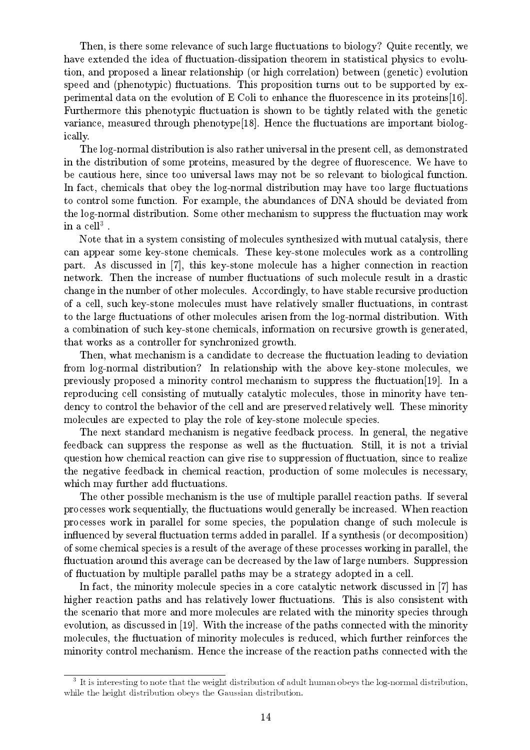Then, is there some relevance of such large fluctuations to biology? Quite recently, we have extended the idea of fluctuation-dissipation theorem in statistical physics to evolution, and proposed a linear relationship (or high correlation) between (genetic) evolution speed and (phenotypic) fluctuations. This proposition turns out to be supported by experimental data on the evolution of E Coli to enhance the fluorescence in its proteins[16]. Furthermore this phenotypic fluctuation is shown to be tightly related with the genetic variance, measured through phenotype[18]. Hence the fluctuations are important biologically.

The log-normal distribution is also rather universal in the present cell, as demonstrated in the distribution of some proteins, measured by the degree of fluorescence. We have to be cautious here, since too universal laws may not be so relevant to biological function. In fact, chemicals that obey the log-normal distribution may have too large fluctuations to control some function. For example, the abundances of DNA should be deviated from the log-normal distribution. Some other mechanism to suppress the fluctuation may work in a cell[3].

Note that in a system consisting of molecules synthesized with mutual catalysis, there can appear some key-stone chemicals. These key-stone molecules work as a controlling part. As discussed in [7], this key-stone molecule has a higher connection in reaction network. Then the increase of number fluctuations of such molecule result in a drastic change in the number of other molecules. Accordingly, to have stable recursive production of a cell, such key-stone molecules must have relatively smaller fluctuations, in contrast to the large fluctuations of other molecules arisen from the log-normal distribution. With a combination of such key-stone chemicals, information on recursive growth is generated, that works as a controller for synchronized growth.

Then, what mechanism is a candidate to decrease the fluctuation leading to deviation from log-normal distribution? In relationship with the above key-stone molecules, we previously proposed a minority control mechanism to suppress the fluctuation[19]. In a reproducing cell consisting of mutually catalytic molecules, those in minority have tendency to control the behavior of the cell and are preserved relatively well. These minority molecules are expected to play the role of key-stone molecule species.

The next standard mechanism is negative feedback process. In general, the negative feedback can suppress the response as well as the fluctuation. Still, it is not a trivial question how chemical reaction can give rise to suppression of fluctuation, since to realize the negative feedback in chemical reaction, production of some molecules is necessary, which may further add fluctuations.

The other possible mechanism is the use of multiple parallel reaction paths. If several processes work sequentially, the fluctuations would generally be increased. When reaction processes work in parallel for some species, the population change of such molecule is influenced by several fluctuation terms added in parallel. If a synthesis (or decomposition) of some chemical species is a result of the average of these processes working in parallel, the fluctuation around this average can be decreased by the law of large numbers. Suppression of fluctuation by multiple parallel paths may be a strategy adopted in a cell.

In fact, the minority molecule species in a core catalytic network discussed in [7] has higher reaction paths and has relatively lower fluctuations. This is also consistent with the scenario that more and more molecules are related with the minority species through evolution, as discussed in [19]. With the increase of the paths connected with the minority molecules, the fluctuation of minority molecules is reduced, which further reinforces the minority control mechanism. Hence the increase of the reaction paths connected with the

[3] It is interesting to note that the weight distribution of adult human obeys the log-normal distribution, while the height distribution obeys the Gaussian distribution.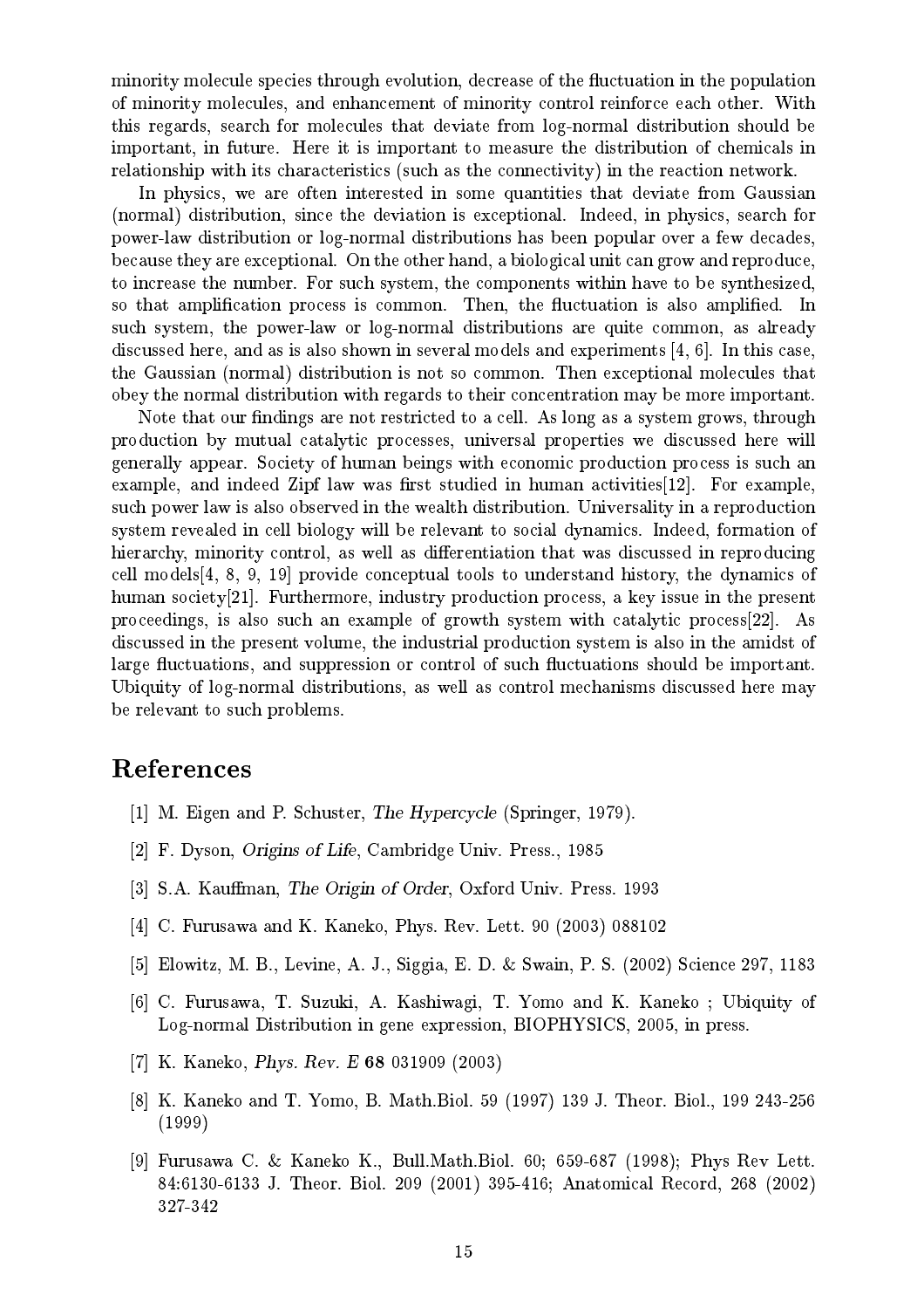minority molecule species through evolution, decrease of the fluctuation in the population of minority molecules, and enhancement of minority control reinforce each other. With this regards, search for molecules that deviate from log-normal distribution should be important, in future. Here it is important to measure the distribution of chemicals in relationship with its characteristics (such as the connectivity) in the reaction network.

In physics, we are often interested in some quantities that deviate from Gaussian (normal) distribution, since the deviation is exceptional. Indeed, in physics, search for power-law distribution or log-normal distributions has been popular over a few decades, because they are exceptional. On the other hand, a biological unit can grow and reproduce, to increase the number. For such system, the components within have to be synthesized, so that amplification process is common. Then, the fluctuation is also amplified. In such system, the power-law or log-normal distributions are quite common, as already discussed here, and as is also shown in several models and experiments [4, 6]. In this case, the Gaussian (normal) distribution is not so common. Then exceptional molecules that obey the normal distribution with regards to their concentration may be more important.

Note that our findings are not restricted to a cell. As long as a system grows, through production by mutual catalytic processes, universal properties we discussed here will generally appear. Society of human beings with economic production process is such an example, and indeed Zipf law was first studied in human activities[12]. For example, such power law is also observed in the wealth distribution. Universality in a reproduction system revealed in cell biology will be relevant to social dynamics. Indeed, formation of hierarchy, minority control, as well as differentiation that was discussed in reproducing cell models[4, 8, 9, 19] provide conceptual tools to understand history, the dynamics of human society[21]. Furthermore, industry production process, a key issue in the present proceedings, is also such an example of growth system with catalytic process[22]. As discussed in the present volume, the industrial production system is also in the amidst of large fluctuations, and suppression or control of such fluctuations should be important. Ubiquity of log-normal distributions, as well as control mechanisms discussed here may be relevant to such problems.

# References

[1] M. Eigen and P. Schuster, *The Hypercycle* (Springer, 1979).

[2] F. Dyson, *Origins of Life*, Cambridge Univ. Press., 1985

[3] S.A. Kauffman, *The Origin of Order*, Oxford Univ. Press. 1993

[4] C. Furusawa and K. Kaneko, Phys. Rev. Lett. 90 (2003) 088102

[5] Elowitz, M. B., Levine, A. J., Siggia, E. D. & Swain, P. S. (2002) Science 297, 1183

[6] C. Furusawa, T. Suzuki, A. Kashiwagi, T. Yomo and K. Kaneko ; Ubiquity of Log-normal Distribution in gene expression, BIOPHYSICS, 2005, in press.

[7] K. Kaneko, *Phys. Rev. E* **68** 031909 (2003)

[8] K. Kaneko and T. Yomo, B. Math.Biol. 59 (1997) 139 J. Theor. Biol., 199 243-256 (1999)

[9] Furusawa C. & Kaneko K., Bull.Math.Biol. 60; 659-687 (1998); Phys Rev Lett. 84:6130-6133 J. Theor. Biol. 209 (2001) 395-416; Anatomical Record, 268 (2002) 327-342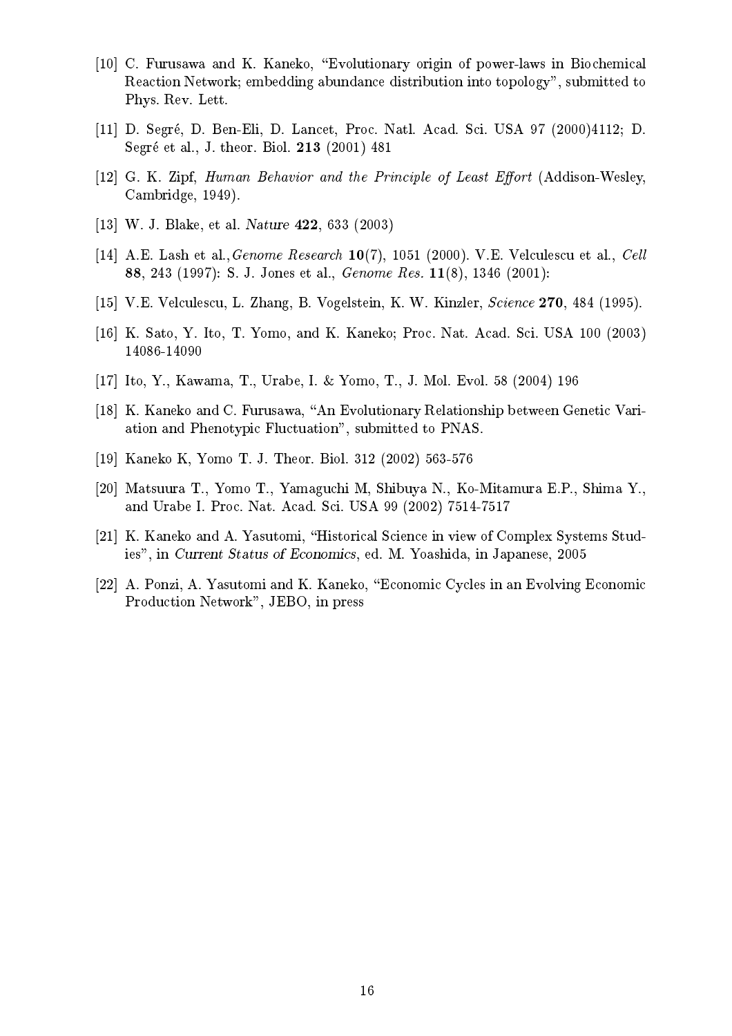[10] C. Furusawa and K. Kaneko, "Evolutionary origin of power-laws in Biochemical Reaction Network; embedding abundance distribution into topology", submitted to Phys. Rev. Lett.

[11] D. Segré, D. Ben-Eli, D. Lancet, Proc. Natl. Acad. Sci. USA 97 (2000)4112; D. Segré et al., J. theor. Biol. **213** (2001) 481

[12] G. K. Zipf, *Human Behavior and the Principle of Least Effort* (Addison-Wesley, Cambridge, 1949).

[13] W. J. Blake, et al. *Nature* **422**, 633 (2003)

[14] A.E. Lash et al.,*Genome Research* **10**(7), 1051 (2000). V.E. Velculescu et al., *Cell* **88**, 243 (1997): S. J. Jones et al., *Genome Res.* **11**(8), 1346 (2001):

[15] V.E. Velculescu, L. Zhang, B. Vogelstein, K. W. Kinzler, *Science* **270**, 484 (1995).

[16] K. Sato, Y. Ito, T. Yomo, and K. Kaneko; Proc. Nat. Acad. Sci. USA 100 (2003) 14086-14090

[17] Ito, Y., Kawama, T., Urabe, I. & Yomo, T., J. Mol. Evol. 58 (2004) 196

[18] K. Kaneko and C. Furusawa, "An Evolutionary Relationship between Genetic Variation and Phenotypic Fluctuation", submitted to PNAS.

[19] Kaneko K, Yomo T. J. Theor. Biol. 312 (2002) 563-576

[20] Matsuura T., Yomo T., Yamaguchi M, Shibuya N., Ko-Mitamura E.P., Shima Y., and Urabe I. Proc. Nat. Acad. Sci. USA 99 (2002) 7514-7517

[21] K. Kaneko and A. Yasutomi, "Historical Science in view of Complex Systems Studies", in *Current Status of Economics*, ed. M. Yoashida, in Japanese, 2005

[22] A. Ponzi, A. Yasutomi and K. Kaneko, "Economic Cycles in an Evolving Economic Production Network", JEBO, in press